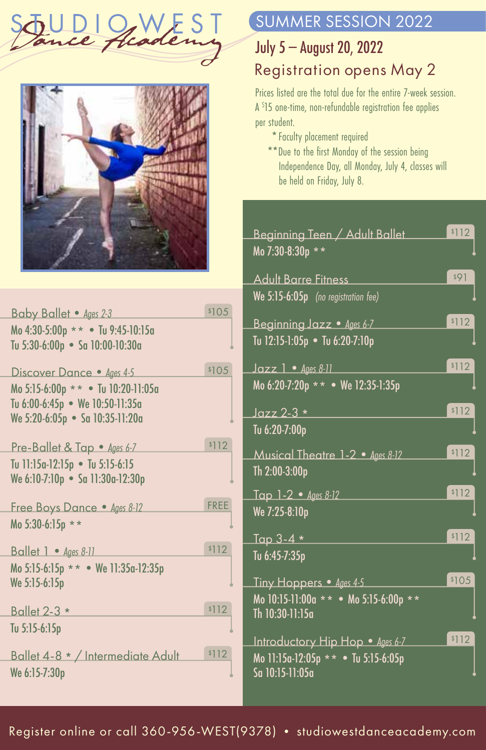# STUDIO WEST Dance Academy

## SUMMER SESSION 2022

### July 5 – August 20, 2022

### Registration opens May 2

Prices listed are the total due for the entire 7-week session. A $15 one-time, non-refundable registration fee applies per student.

\* Faculty placement required

\*\* Due to the first Monday of the session being Independence Day, all Monday, July 4, classes will be held on Friday, July 8.

---

**Baby Ballet** • *Ages 2-3* — $105
Mo 4:30-5:00p \*\* • Tu 9:45-10:15a
Tu 5:30-6:00p • Sa 10:00-10:30a

**Discover Dance** • *Ages 4-5* — $105
Mo 5:15-6:00p \*\* • Tu 10:20-11:05a
Tu 6:00-6:45p • We 10:50-11:35a
We 5:20-6:05p • Sa 10:35-11:20a

**Pre-Ballet & Tap** • *Ages 6-7* — $112
Tu 11:15a-12:15p • Tu 5:15-6:15
We 6:10-7:10p • Sa 11:30a-12:30p

**Free Boys Dance** • *Ages 8-12* — FREE
Mo 5:30-6:15p \*\*

**Ballet 1** • *Ages 8-11* — $112
Mo 5:15-6:15p \*\* • We 11:35a-12:35p
We 5:15-6:15p

**Ballet 2-3** \* — $112
Tu 5:15-6:15p

**Ballet 4-8** \* / **Intermediate Adult** — $112
We 6:15-7:30p

**Beginning Teen / Adult Ballet** — $112
Mo 7:30-8:30p \*\*

**Adult Barre Fitness** — $91
We 5:15-6:05p *(no registration fee)*

**Beginning Jazz** • *Ages 6-7* — $112
Tu 12:15-1:05p • Tu 6:20-7:10p

**Jazz 1** • *Ages 8-11* — $112
Mo 6:20-7:20p \*\* • We 12:35-1:35p

**Jazz 2-3** \* — $112
Tu 6:20-7:00p

**Musical Theatre 1-2** • *Ages 8-12* — $112
Th 2:00-3:00p

**Tap 1-2** • *Ages 8-12* — $112
We 7:25-8:10p

**Tap 3-4** \* — $112
Tu 6:45-7:35p

**Tiny Hoppers** • *Ages 4-5* — $105
Mo 10:15-11:00a \*\* • Mo 5:15-6:00p \*\*
Th 10:30-11:15a

**Introductory Hip Hop** • *Ages 6-7* — $112
Mo 11:15a-12:05p \*\* • Tu 5:15-6:05p
Sa 10:15-11:05a

---

Register online or call 360-956-WEST(9378) • studiowestdanceacademy.com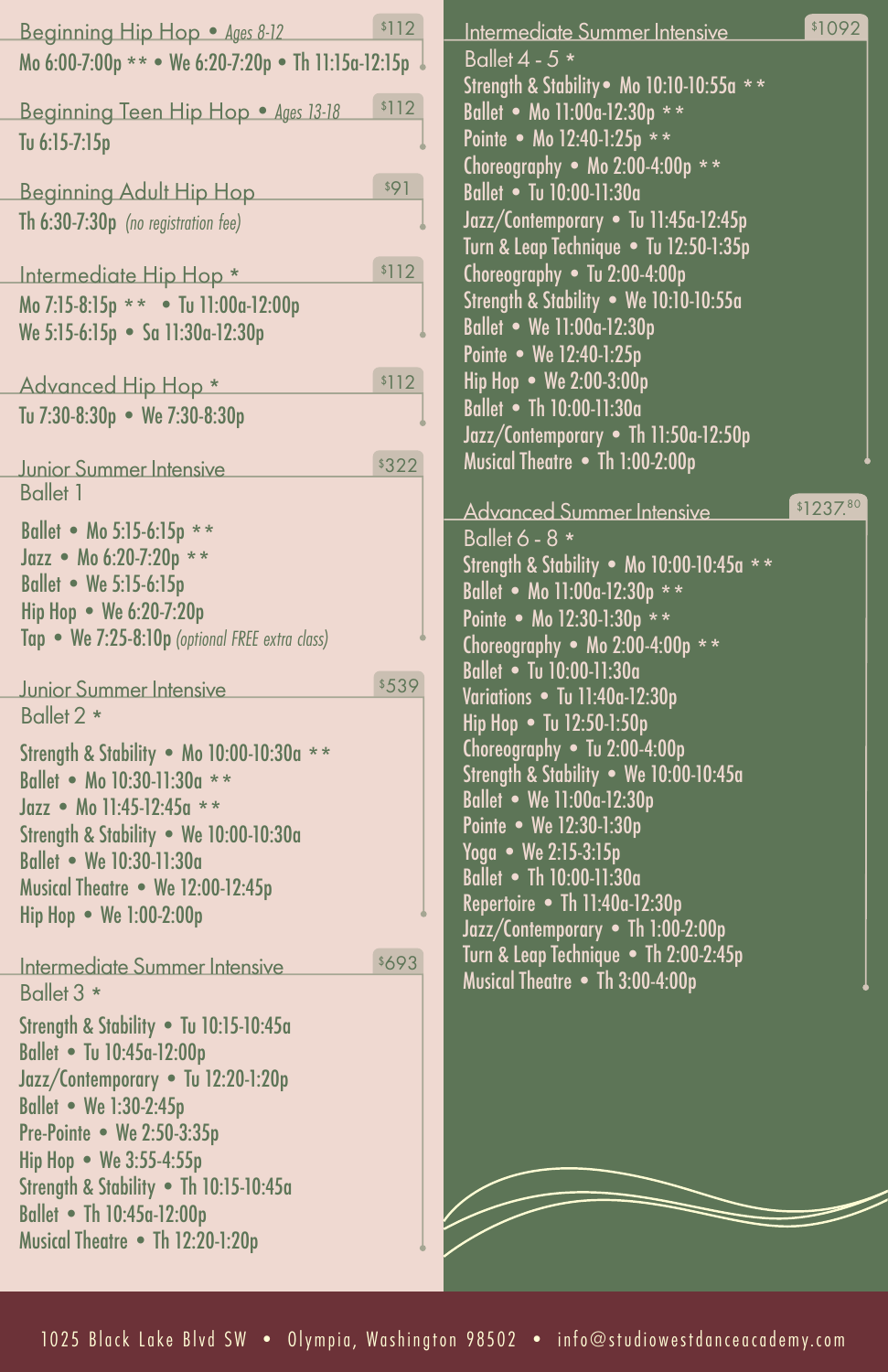## Beginning Hip Hop • *Ages 8-12*

$112

Mo 6:00-7:00p ** • We 6:20-7:20p • Th 11:15a-12:15p

## Beginning Teen Hip Hop • *Ages 13-18*

$112

Tu 6:15-7:15p

## Beginning Adult Hip Hop

$91

Th 6:30-7:30p *(no registration fee)*

## Intermediate Hip Hop *

$112

Mo 7:15-8:15p ** • Tu 11:00a-12:00p
We 5:15-6:15p • Sa 11:30a-12:30p

## Advanced Hip Hop *

$112

Tu 7:30-8:30p • We 7:30-8:30p

## Junior Summer Intensive

$322

Ballet 1

- Ballet • Mo 5:15-6:15p **
- Jazz • Mo 6:20-7:20p **
- Ballet • We 5:15-6:15p
- Hip Hop • We 6:20-7:20p
- Tap • We 7:25-8:10p *(optional FREE extra class)*

## Junior Summer Intensive

$539

Ballet 2 *

- Strength & Stability • Mo 10:00-10:30a **
- Ballet • Mo 10:30-11:30a **
- Jazz • Mo 11:45-12:45a **
- Strength & Stability • We 10:00-10:30a
- Ballet • We 10:30-11:30a
- Musical Theatre • We 12:00-12:45p
- Hip Hop • We 1:00-2:00p

## Intermediate Summer Intensive

$693

Ballet 3 *

- Strength & Stability • Tu 10:15-10:45a
- Ballet • Tu 10:45a-12:00p
- Jazz/Contemporary • Tu 12:20-1:20p
- Ballet • We 1:30-2:45p
- Pre-Pointe • We 2:50-3:35p
- Hip Hop • We 3:55-4:55p
- Strength & Stability • Th 10:15-10:45a
- Ballet • Th 10:45a-12:00p
- Musical Theatre • Th 12:20-1:20p

## Intermediate Summer Intensive

$1092

Ballet 4 - 5 *

- Strength & Stability• Mo 10:10-10:55a **
- Ballet • Mo 11:00a-12:30p **
- Pointe • Mo 12:40-1:25p **
- Choreography • Mo 2:00-4:00p **
- Ballet • Tu 10:00-11:30a
- Jazz/Contemporary • Tu 11:45a-12:45p
- Turn & Leap Technique • Tu 12:50-1:35p
- Choreography • Tu 2:00-4:00p
- Strength & Stability • We 10:10-10:55a
- Ballet • We 11:00a-12:30p
- Pointe • We 12:40-1:25p
- Hip Hop • We 2:00-3:00p
- Ballet • Th 10:00-11:30a
- Jazz/Contemporary • Th 11:50a-12:50p
- Musical Theatre • Th 1:00-2:00p

## Advanced Summer Intensive

$1237.80

Ballet 6 - 8 *

- Strength & Stability • Mo 10:00-10:45a **
- Ballet • Mo 11:00a-12:30p **
- Pointe • Mo 12:30-1:30p **
- Choreography • Mo 2:00-4:00p **
- Ballet • Tu 10:00-11:30a
- Variations • Tu 11:40a-12:30p
- Hip Hop • Tu 12:50-1:50p
- Choreography • Tu 2:00-4:00p
- Strength & Stability • We 10:00-10:45a
- Ballet • We 11:00a-12:30p
- Pointe • We 12:30-1:30p
- Yoga • We 2:15-3:15p
- Ballet • Th 10:00-11:30a
- Repertoire • Th 11:40a-12:30p
- Jazz/Contemporary • Th 1:00-2:00p
- Turn & Leap Technique • Th 2:00-2:45p
- Musical Theatre • Th 3:00-4:00p

1025 Black Lake Blvd SW • Olympia, Washington 98502 • info@studiowestdanceacademy.com